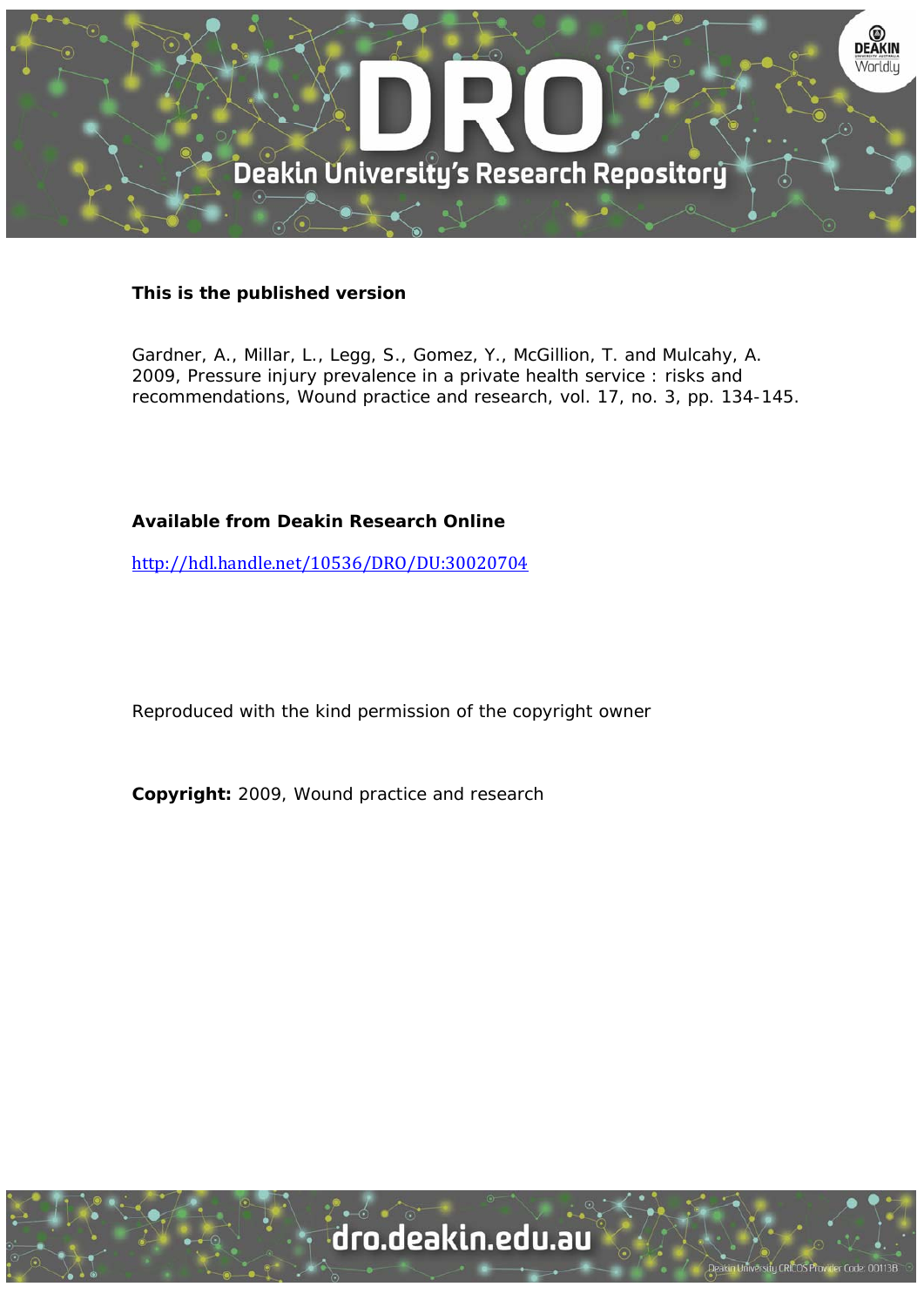**This is the published version**

Gardner, A., Millar, L., Legg, S., Gomez, Y., McGillion, T. and Mulcahy, A. 2009, Pressure injury prevalence in a private health service : risks and recommendations, Wound practice and research, vol. 17, no. 3, pp. 134-145.

**Available from Deakin Research Online**

http://hdl.handle.net/10536/DRO/DU:30020704

Reproduced with the kind permission of the copyright owner

**Copyright:** 2009, Wound practice and research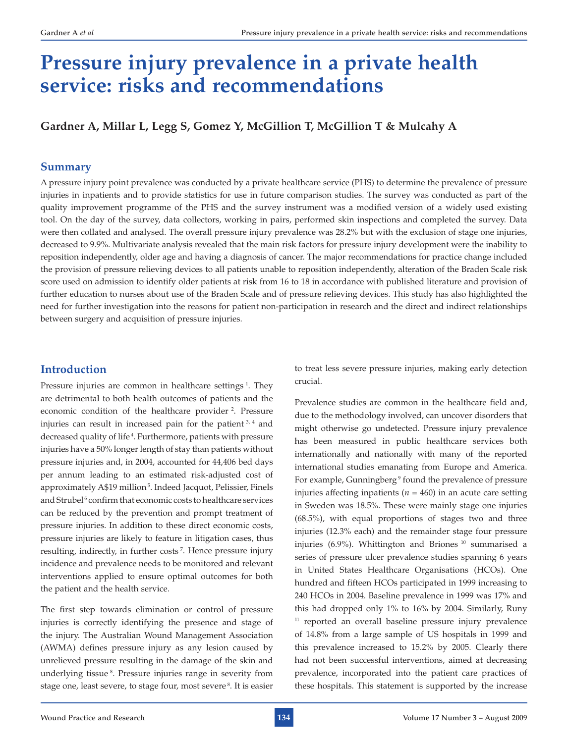# Pressure injury prevalence in a private health service: risks and recommendations

**Gardner A, Millar L, Legg S, Gomez Y, McGillion T, McGillion T & Mulcahy A**

## Summary

A pressure injury point prevalence was conducted by a private healthcare service (PHS) to determine the prevalence of pressure injuries in inpatients and to provide statistics for use in future comparison studies. The survey was conducted as part of the quality improvement programme of the PHS and the survey instrument was a modified version of a widely used existing tool. On the day of the survey, data collectors, working in pairs, performed skin inspections and completed the survey. Data were then collated and analysed. The overall pressure injury prevalence was 28.2% but with the exclusion of stage one injuries, decreased to 9.9%. Multivariate analysis revealed that the main risk factors for pressure injury development were the inability to reposition independently, older age and having a diagnosis of cancer. The major recommendations for practice change included the provision of pressure relieving devices to all patients unable to reposition independently, alteration of the Braden Scale risk score used on admission to identify older patients at risk from 16 to 18 in accordance with published literature and provision of further education to nurses about use of the Braden Scale and of pressure relieving devices. This study has also highlighted the need for further investigation into the reasons for patient non-participation in research and the direct and indirect relationships between surgery and acquisition of pressure injuries.

## Introduction

Pressure injuries are common in healthcare settings [1]. They are detrimental to both health outcomes of patients and the economic condition of the healthcare provider [2]. Pressure injuries can result in increased pain for the patient [3, 4] and decreased quality of life [4]. Furthermore, patients with pressure injuries have a 50% longer length of stay than patients without pressure injuries and, in 2004, accounted for 44,406 bed days per annum leading to an estimated risk-adjusted cost of approximately A$19 million [5]. Indeed Jacquot, Pelissier, Finels and Strubel [6] confirm that economic costs to healthcare services can be reduced by the prevention and prompt treatment of pressure injuries. In addition to these direct economic costs, pressure injuries are likely to feature in litigation cases, thus resulting, indirectly, in further costs [7]. Hence pressure injury incidence and prevalence needs to be monitored and relevant interventions applied to ensure optimal outcomes for both the patient and the health service.

The first step towards elimination or control of pressure injuries is correctly identifying the presence and stage of the injury. The Australian Wound Management Association (AWMA) defines pressure injury as any lesion caused by unrelieved pressure resulting in the damage of the skin and underlying tissue [8]. Pressure injuries range in severity from stage one, least severe, to stage four, most severe [8]. It is easier to treat less severe pressure injuries, making early detection crucial.

Prevalence studies are common in the healthcare field and, due to the methodology involved, can uncover disorders that might otherwise go undetected. Pressure injury prevalence has been measured in public healthcare services both internationally and nationally with many of the reported international studies emanating from Europe and America. For example, Gunningberg [9] found the prevalence of pressure injuries affecting inpatients ($n$ = 460) in an acute care setting in Sweden was 18.5%. These were mainly stage one injuries (68.5%), with equal proportions of stages two and three injuries (12.3% each) and the remainder stage four pressure injuries (6.9%). Whittington and Briones [10] summarised a series of pressure ulcer prevalence studies spanning 6 years in United States Healthcare Organisations (HCOs). One hundred and fifteen HCOs participated in 1999 increasing to 240 HCOs in 2004. Baseline prevalence in 1999 was 17% and this had dropped only 1% to 16% by 2004. Similarly, Runy [11] reported an overall baseline pressure injury prevalence of 14.8% from a large sample of US hospitals in 1999 and this prevalence increased to 15.2% by 2005. Clearly there had not been successful interventions, aimed at decreasing prevalence, incorporated into the patient care practices of these hospitals. This statement is supported by the increase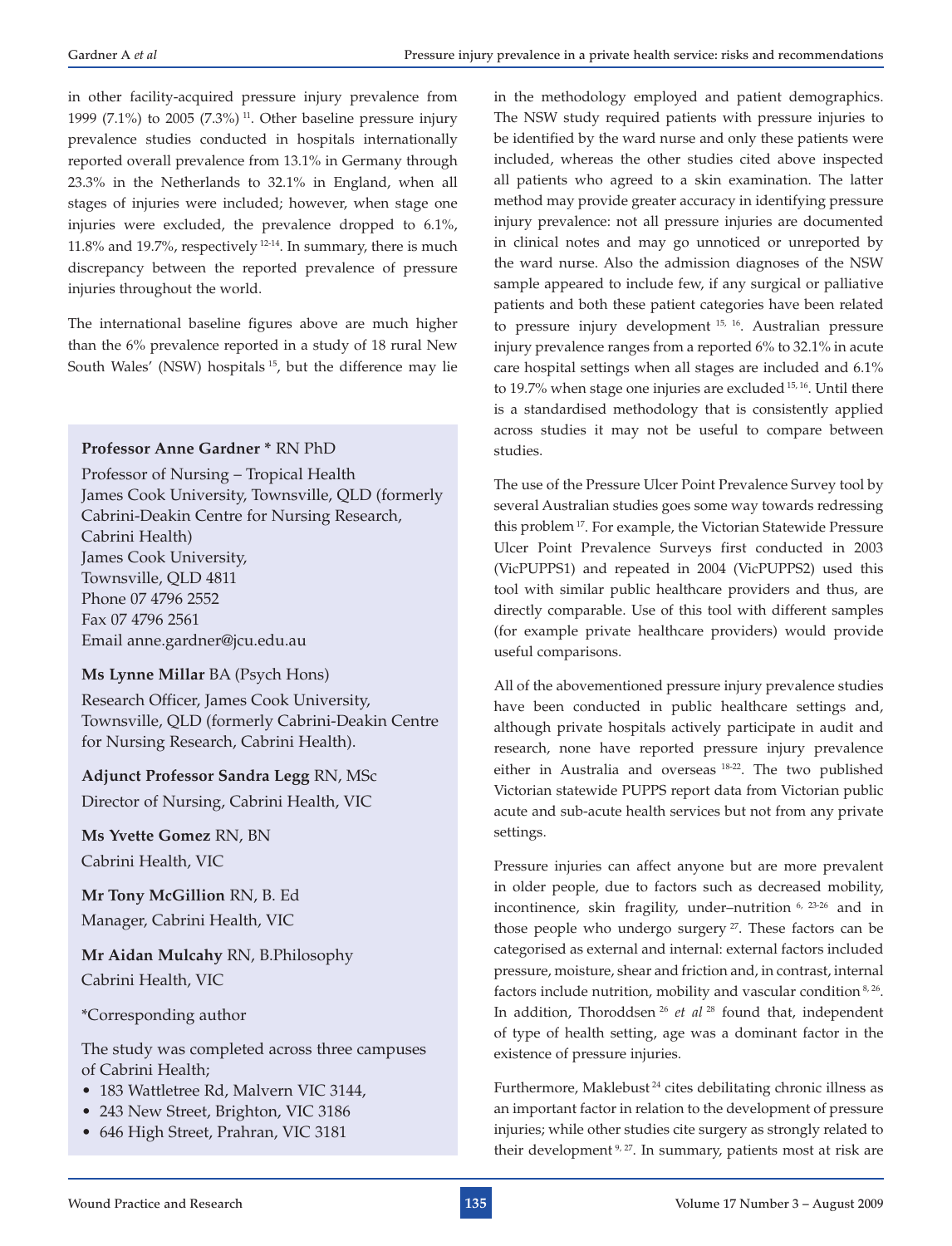in other facility-acquired pressure injury prevalence from 1999 (7.1%) to 2005 (7.3%) [11]. Other baseline pressure injury prevalence studies conducted in hospitals internationally reported overall prevalence from 13.1% in Germany through 23.3% in the Netherlands to 32.1% in England, when all stages of injuries were included; however, when stage one injuries were excluded, the prevalence dropped to 6.1%, 11.8% and 19.7%, respectively [12-14]. In summary, there is much discrepancy between the reported prevalence of pressure injuries throughout the world.

The international baseline figures above are much higher than the 6% prevalence reported in a study of 18 rural New South Wales' (NSW) hospitals [15], but the difference may lie in the methodology employed and patient demographics. The NSW study required patients with pressure injuries to be identified by the ward nurse and only these patients were included, whereas the other studies cited above inspected all patients who agreed to a skin examination. The latter method may provide greater accuracy in identifying pressure injury prevalence: not all pressure injuries are documented in clinical notes and may go unnoticed or unreported by the ward nurse. Also the admission diagnoses of the NSW sample appeared to include few, if any surgical or palliative patients and both these patient categories have been related to pressure injury development [15, 16]. Australian pressure injury prevalence ranges from a reported 6% to 32.1% in acute care hospital settings when all stages are included and 6.1% to 19.7% when stage one injuries are excluded [15, 16]. Until there is a standardised methodology that is consistently applied across studies it may not be useful to compare between studies.

The use of the Pressure Ulcer Point Prevalence Survey tool by several Australian studies goes some way towards redressing this problem [17]. For example, the Victorian Statewide Pressure Ulcer Point Prevalence Surveys first conducted in 2003 (VicPUPPS1) and repeated in 2004 (VicPUPPS2) used this tool with similar public healthcare providers and thus, are directly comparable. Use of this tool with different samples (for example private healthcare providers) would provide useful comparisons.

All of the abovementioned pressure injury prevalence studies have been conducted in public healthcare settings and, although private hospitals actively participate in audit and research, none have reported pressure injury prevalence either in Australia and overseas [18-22]. The two published Victorian statewide PUPPS report data from Victorian public acute and sub-acute health services but not from any private settings.

Pressure injuries can affect anyone but are more prevalent in older people, due to factors such as decreased mobility, incontinence, skin fragility, under–nutrition [6, 23-26] and in those people who undergo surgery [27]. These factors can be categorised as external and internal: external factors included pressure, moisture, shear and friction and, in contrast, internal factors include nutrition, mobility and vascular condition [8, 26]. In addition, Thoroddsen [26] *et al* [28] found that, independent of type of health setting, age was a dominant factor in the existence of pressure injuries.

Furthermore, Maklebust [24] cites debilitating chronic illness as an important factor in relation to the development of pressure injuries; while other studies cite surgery as strongly related to their development [9, 27]. In summary, patients most at risk are

---

**Professor Anne Gardner \*** RN PhD
Professor of Nursing – Tropical Health
James Cook University, Townsville, QLD (formerly Cabrini-Deakin Centre for Nursing Research, Cabrini Health)
James Cook University,
Townsville, QLD 4811
Phone 07 4796 2552
Fax 07 4796 2561
Email anne.gardner@jcu.edu.au

**Ms Lynne Millar** BA (Psych Hons)
Research Officer, James Cook University, Townsville, QLD (formerly Cabrini-Deakin Centre for Nursing Research, Cabrini Health).

**Adjunct Professor Sandra Legg** RN, MSc
Director of Nursing, Cabrini Health, VIC

**Ms Yvette Gomez** RN, BN
Cabrini Health, VIC

**Mr Tony McGillion** RN, B. Ed
Manager, Cabrini Health, VIC

**Mr Aidan Mulcahy** RN, B.Philosophy
Cabrini Health, VIC

\*Corresponding author

The study was completed across three campuses of Cabrini Health;

- 183 Wattletree Rd, Malvern VIC 3144,
- 243 New Street, Brighton, VIC 3186
- 646 High Street, Prahran, VIC 3181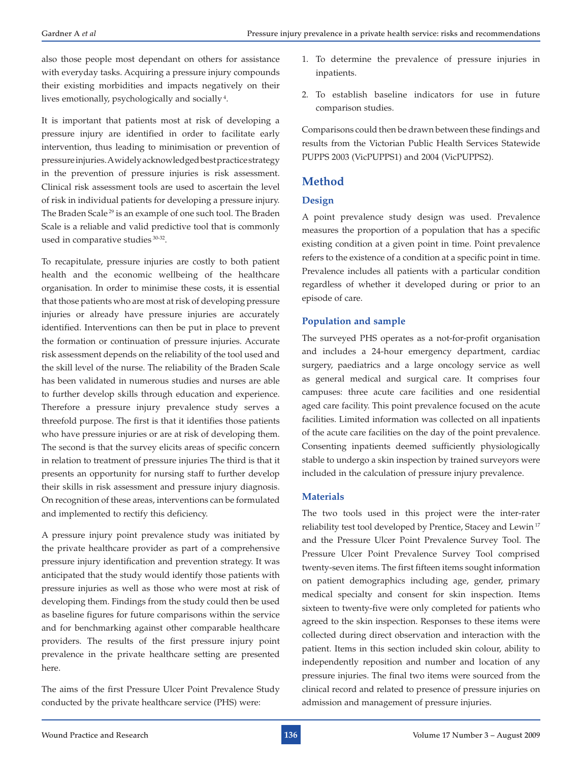also those people most dependant on others for assistance with everyday tasks. Acquiring a pressure injury compounds their existing morbidities and impacts negatively on their lives emotionally, psychologically and socially [4].

It is important that patients most at risk of developing a pressure injury are identified in order to facilitate early intervention, thus leading to minimisation or prevention of pressure injuries. A widely acknowledged best practice strategy in the prevention of pressure injuries is risk assessment. Clinical risk assessment tools are used to ascertain the level of risk in individual patients for developing a pressure injury. The Braden Scale [29] is an example of one such tool. The Braden Scale is a reliable and valid predictive tool that is commonly used in comparative studies [30-32].

To recapitulate, pressure injuries are costly to both patient health and the economic wellbeing of the healthcare organisation. In order to minimise these costs, it is essential that those patients who are most at risk of developing pressure injuries or already have pressure injuries are accurately identified. Interventions can then be put in place to prevent the formation or continuation of pressure injuries. Accurate risk assessment depends on the reliability of the tool used and the skill level of the nurse. The reliability of the Braden Scale has been validated in numerous studies and nurses are able to further develop skills through education and experience. Therefore a pressure injury prevalence study serves a threefold purpose. The first is that it identifies those patients who have pressure injuries or are at risk of developing them. The second is that the survey elicits areas of specific concern in relation to treatment of pressure injuries The third is that it presents an opportunity for nursing staff to further develop their skills in risk assessment and pressure injury diagnosis. On recognition of these areas, interventions can be formulated and implemented to rectify this deficiency.

A pressure injury point prevalence study was initiated by the private healthcare provider as part of a comprehensive pressure injury identification and prevention strategy. It was anticipated that the study would identify those patients with pressure injuries as well as those who were most at risk of developing them. Findings from the study could then be used as baseline figures for future comparisons within the service and for benchmarking against other comparable healthcare providers. The results of the first pressure injury point prevalence in the private healthcare setting are presented here.

The aims of the first Pressure Ulcer Point Prevalence Study conducted by the private healthcare service (PHS) were:

1. To determine the prevalence of pressure injuries in inpatients.
2. To establish baseline indicators for use in future comparison studies.

Comparisons could then be drawn between these findings and results from the Victorian Public Health Services Statewide PUPPS 2003 (VicPUPPS1) and 2004 (VicPUPPS2).

## Method

### Design

A point prevalence study design was used. Prevalence measures the proportion of a population that has a specific existing condition at a given point in time. Point prevalence refers to the existence of a condition at a specific point in time. Prevalence includes all patients with a particular condition regardless of whether it developed during or prior to an episode of care.

### Population and sample

The surveyed PHS operates as a not-for-profit organisation and includes a 24-hour emergency department, cardiac surgery, paediatrics and a large oncology service as well as general medical and surgical care. It comprises four campuses: three acute care facilities and one residential aged care facility. This point prevalence focused on the acute facilities. Limited information was collected on all inpatients of the acute care facilities on the day of the point prevalence. Consenting inpatients deemed sufficiently physiologically stable to undergo a skin inspection by trained surveyors were included in the calculation of pressure injury prevalence.

### Materials

The two tools used in this project were the inter-rater reliability test tool developed by Prentice, Stacey and Lewin [17] and the Pressure Ulcer Point Prevalence Survey Tool. The Pressure Ulcer Point Prevalence Survey Tool comprised twenty-seven items. The first fifteen items sought information on patient demographics including age, gender, primary medical specialty and consent for skin inspection. Items sixteen to twenty-five were only completed for patients who agreed to the skin inspection. Responses to these items were collected during direct observation and interaction with the patient. Items in this section included skin colour, ability to independently reposition and number and location of any pressure injuries. The final two items were sourced from the clinical record and related to presence of pressure injuries on admission and management of pressure injuries.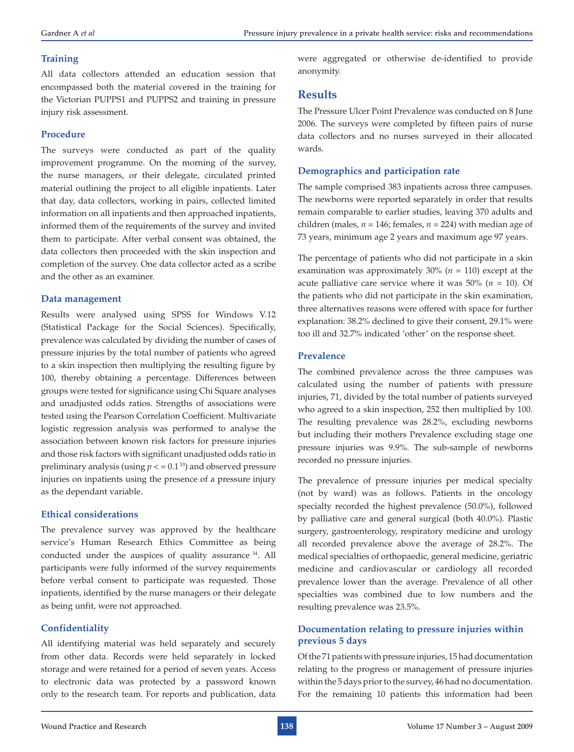### Training

All data collectors attended an education session that encompassed both the material covered in the training for the Victorian PUPPS1 and PUPPS2 and training in pressure injury risk assessment.

### Procedure

The surveys were conducted as part of the quality improvement programme. On the morning of the survey, the nurse managers, or their delegate, circulated printed material outlining the project to all eligible inpatients. Later that day, data collectors, working in pairs, collected limited information on all inpatients and then approached inpatients, informed them of the requirements of the survey and invited them to participate. After verbal consent was obtained, the data collectors then proceeded with the skin inspection and completion of the survey. One data collector acted as a scribe and the other as an examiner.

### Data management

Results were analysed using SPSS for Windows V.12 (Statistical Package for the Social Sciences). Specifically, prevalence was calculated by dividing the number of cases of pressure injuries by the total number of patients who agreed to a skin inspection then multiplying the resulting figure by 100, thereby obtaining a percentage. Differences between groups were tested for significance using Chi Square analyses and unadjusted odds ratios. Strengths of associations were tested using the Pearson Correlation Coefficient. Multivariate logistic regression analysis was performed to analyse the association between known risk factors for pressure injuries and those risk factors with significant unadjusted odds ratio in preliminary analysis (using $p < = 0.1$ [33]) and observed pressure injuries on inpatients using the presence of a pressure injury as the dependant variable.

### Ethical considerations

The prevalence survey was approved by the healthcare service's Human Research Ethics Committee as being conducted under the auspices of quality assurance [34]. All participants were fully informed of the survey requirements before verbal consent to participate was requested. Those inpatients, identified by the nurse managers or their delegate as being unfit, were not approached.

### Confidentiality

All identifying material was held separately and securely from other data. Records were held separately in locked storage and were retained for a period of seven years. Access to electronic data was protected by a password known only to the research team. For reports and publication, data were aggregated or otherwise de-identified to provide anonymity.

## Results

The Pressure Ulcer Point Prevalence was conducted on 8 June 2006. The surveys were completed by fifteen pairs of nurse data collectors and no nurses surveyed in their allocated wards.

### Demographics and participation rate

The sample comprised 383 inpatients across three campuses. The newborns were reported separately in order that results remain comparable to earlier studies, leaving 370 adults and children (males, $n = 146$; females, $n = 224$) with median age of 73 years, minimum age 2 years and maximum age 97 years.

The percentage of patients who did not participate in a skin examination was approximately 30% ($n = 110$) except at the acute palliative care service where it was 50% ($n = 10$). Of the patients who did not participate in the skin examination, three alternatives reasons were offered with space for further explanation: 38.2% declined to give their consent, 29.1% were too ill and 32.7% indicated 'other' on the response sheet.

### Prevalence

The combined prevalence across the three campuses was calculated using the number of patients with pressure injuries, 71, divided by the total number of patients surveyed who agreed to a skin inspection, 252 then multiplied by 100. The resulting prevalence was 28.2%, excluding newborns but including their mothers Prevalence excluding stage one pressure injuries was 9.9%. The sub-sample of newborns recorded no pressure injuries.

The prevalence of pressure injuries per medical specialty (not by ward) was as follows. Patients in the oncology specialty recorded the highest prevalence (50.0%), followed by palliative care and general surgical (both 40.0%). Plastic surgery, gastroenterology, respiratory medicine and urology all recorded prevalence above the average of 28.2%. The medical specialties of orthopaedic, general medicine, geriatric medicine and cardiovascular or cardiology all recorded prevalence lower than the average. Prevalence of all other specialties was combined due to low numbers and the resulting prevalence was 23.5%.

### Documentation relating to pressure injuries within previous 5 days

Of the 71 patients with pressure injuries, 15 had documentation relating to the progress or management of pressure injuries within the 5 days prior to the survey, 46 had no documentation. For the remaining 10 patients this information had been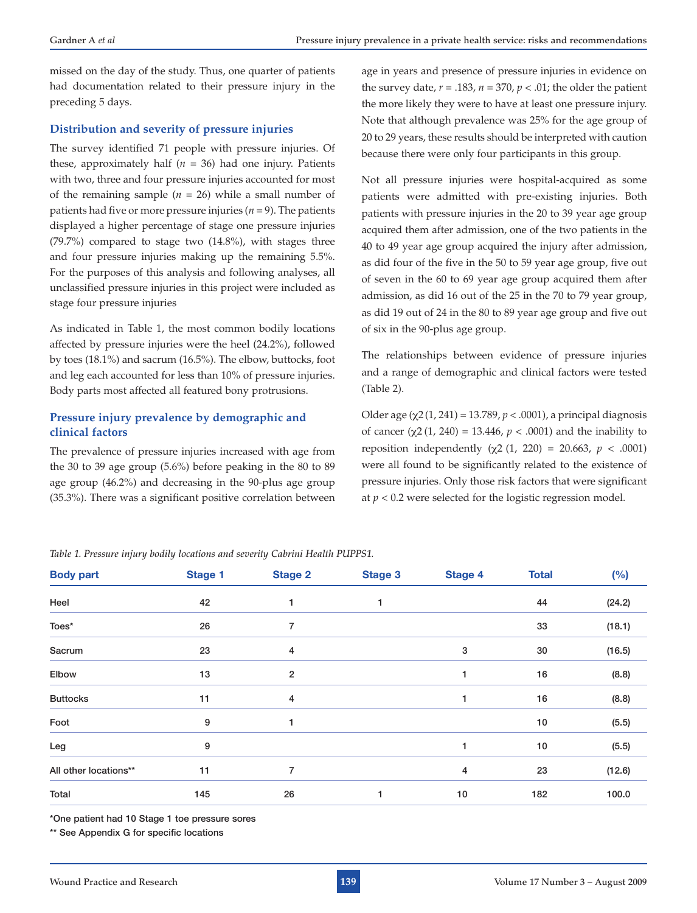missed on the day of the study. Thus, one quarter of patients had documentation related to their pressure injury in the preceding 5 days.

### Distribution and severity of pressure injuries

The survey identified 71 people with pressure injuries. Of these, approximately half ($n$ = 36) had one injury. Patients with two, three and four pressure injuries accounted for most of the remaining sample ($n$ = 26) while a small number of patients had five or more pressure injuries ($n$ = 9). The patients displayed a higher percentage of stage one pressure injuries (79.7%) compared to stage two (14.8%), with stages three and four pressure injuries making up the remaining 5.5%. For the purposes of this analysis and following analyses, all unclassified pressure injuries in this project were included as stage four pressure injuries

As indicated in Table 1, the most common bodily locations affected by pressure injuries were the heel (24.2%), followed by toes (18.1%) and sacrum (16.5%). The elbow, buttocks, foot and leg each accounted for less than 10% of pressure injuries. Body parts most affected all featured bony protrusions.

### Pressure injury prevalence by demographic and clinical factors

The prevalence of pressure injuries increased with age from the 30 to 39 age group (5.6%) before peaking in the 80 to 89 age group (46.2%) and decreasing in the 90-plus age group (35.3%). There was a significant positive correlation between age in years and presence of pressure injuries in evidence on the survey date, $r$ = .183, $n$ = 370, $p$ < .01; the older the patient the more likely they were to have at least one pressure injury. Note that although prevalence was 25% for the age group of 20 to 29 years, these results should be interpreted with caution because there were only four participants in this group.

Not all pressure injuries were hospital-acquired as some patients were admitted with pre-existing injuries. Both patients with pressure injuries in the 20 to 39 year age group acquired them after admission, one of the two patients in the 40 to 49 year age group acquired the injury after admission, as did four of the five in the 50 to 59 year age group, five out of seven in the 60 to 69 year age group acquired them after admission, as did 16 out of the 25 in the 70 to 79 year group, as did 19 out of 24 in the 80 to 89 year age group and five out of six in the 90-plus age group.

The relationships between evidence of pressure injuries and a range of demographic and clinical factors were tested (Table 2).

Older age ($\chi2$ (1, 241) = 13.789, $p$ < .0001), a principal diagnosis of cancer ($\chi2$ (1, 240) = 13.446, $p$ < .0001) and the inability to reposition independently ($\chi2$ (1, 220) = 20.663, $p$ < .0001) were all found to be significantly related to the existence of pressure injuries. Only those risk factors that were significant at $p$ < 0.2 were selected for the logistic regression model.

*Table 1. Pressure injury bodily locations and severity Cabrini Health PUPPS1.*

| Body part | Stage 1 | Stage 2 | Stage 3 | Stage 4 | Total | (%) |
|---|---|---|---|---|---|---|
| Heel | 42 | 1 | 1 | | 44 | (24.2) |
| Toes* | 26 | 7 | | | 33 | (18.1) |
| Sacrum | 23 | 4 | | 3 | 30 | (16.5) |
| Elbow | 13 | 2 | | 1 | 16 | (8.8) |
| Buttocks | 11 | 4 | | 1 | 16 | (8.8) |
| Foot | 9 | 1 | | | 10 | (5.5) |
| Leg | 9 | | | 1 | 10 | (5.5) |
| All other locations** | 11 | 7 | | 4 | 23 | (12.6) |
| Total | 145 | 26 | 1 | 10 | 182 | 100.0 |

*One patient had 10 Stage 1 toe pressure sores

** See Appendix G for specific locations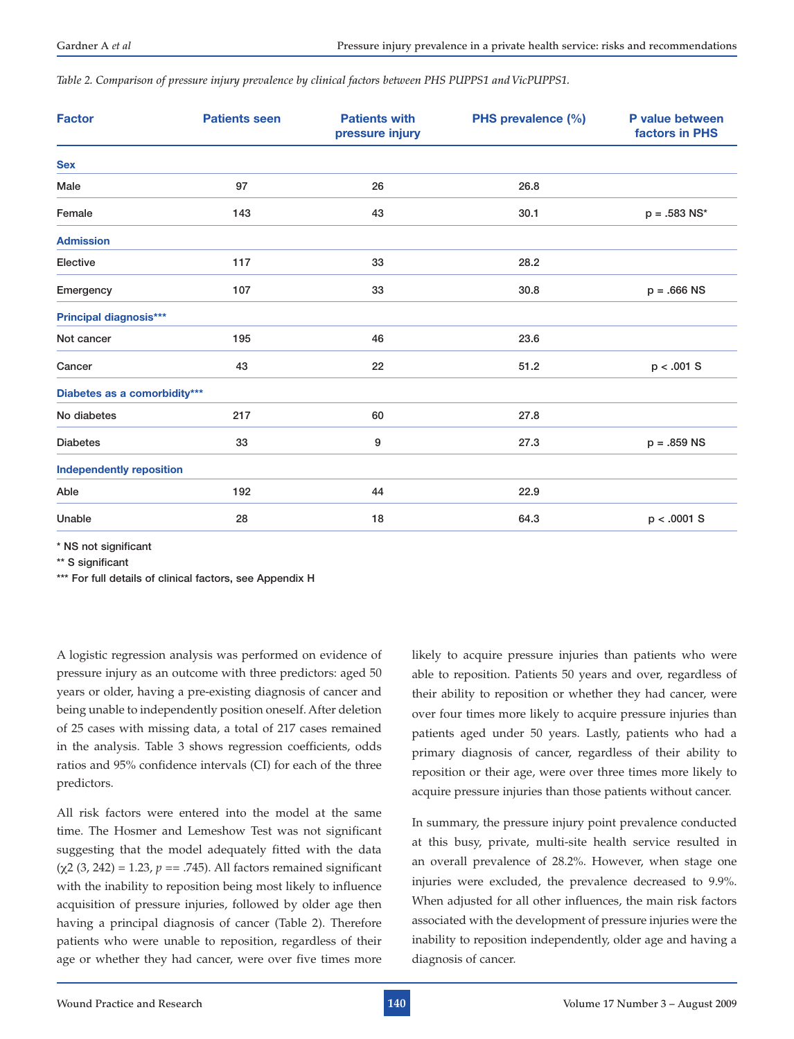*Table 2. Comparison of pressure injury prevalence by clinical factors between PHS PUPPS1 and VicPUPPS1.*

| Factor | Patients seen | Patients with pressure injury | PHS prevalence (%) | P value between factors in PHS |
|---|---|---|---|---|
| **Sex** | | | | |
| Male | 97 | 26 | 26.8 | |
| Female | 143 | 43 | 30.1 | p = .583 NS* |
| **Admission** | | | | |
| Elective | 117 | 33 | 28.2 | |
| Emergency | 107 | 33 | 30.8 | p = .666 NS |
| **Principal diagnosis***** | | | | |
| Not cancer | 195 | 46 | 23.6 | |
| Cancer | 43 | 22 | 51.2 | p < .001 S |
| **Diabetes as a comorbidity***** | | | | |
| No diabetes | 217 | 60 | 27.8 | |
| Diabetes | 33 | 9 | 27.3 | p = .859 NS |
| **Independently reposition** | | | | |
| Able | 192 | 44 | 22.9 | |
| Unable | 28 | 18 | 64.3 | p < .0001 S |

\* NS not significant

\** S significant

\*** For full details of clinical factors, see Appendix H

A logistic regression analysis was performed on evidence of pressure injury as an outcome with three predictors: aged 50 years or older, having a pre-existing diagnosis of cancer and being unable to independently position oneself. After deletion of 25 cases with missing data, a total of 217 cases remained in the analysis. Table 3 shows regression coefficients, odds ratios and 95% confidence intervals (CI) for each of the three predictors.

All risk factors were entered into the model at the same time. The Hosmer and Lemeshow Test was not significant suggesting that the model adequately fitted with the data ($\chi 2$ (3, 242) = 1.23, $p$ == .745). All factors remained significant with the inability to reposition being most likely to influence acquisition of pressure injuries, followed by older age then having a principal diagnosis of cancer (Table 2). Therefore patients who were unable to reposition, regardless of their age or whether they had cancer, were over five times more likely to acquire pressure injuries than patients who were able to reposition. Patients 50 years and over, regardless of their ability to reposition or whether they had cancer, were over four times more likely to acquire pressure injuries than patients aged under 50 years. Lastly, patients who had a primary diagnosis of cancer, regardless of their ability to reposition or their age, were over three times more likely to acquire pressure injuries than those patients without cancer.

In summary, the pressure injury point prevalence conducted at this busy, private, multi-site health service resulted in an overall prevalence of 28.2%. However, when stage one injuries were excluded, the prevalence decreased to 9.9%. When adjusted for all other influences, the main risk factors associated with the development of pressure injuries were the inability to reposition independently, older age and having a diagnosis of cancer.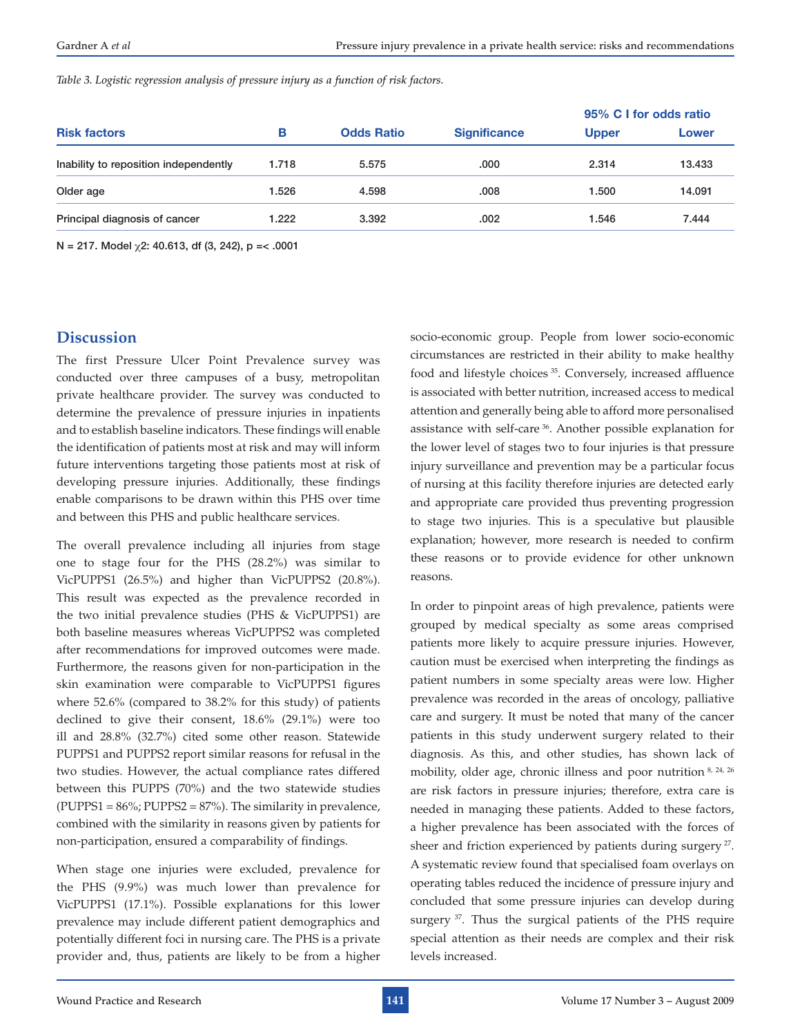*Table 3. Logistic regression analysis of pressure injury as a function of risk factors.*

| Risk factors | B | Odds Ratio | Significance | 95% C I for odds ratio | |
|---|---|---|---|---|---|
| | | | | Upper | Lower |
| Inability to reposition independently | 1.718 | 5.575 | .000 | 2.314 | 13.433 |
| Older age | 1.526 | 4.598 | .008 | 1.500 | 14.091 |
| Principal diagnosis of cancer | 1.222 | 3.392 | .002 | 1.546 | 7.444 |

N = 217. Model $\chi 2$: 40.613, df (3, 242), p =< .0001

## Discussion

The first Pressure Ulcer Point Prevalence survey was conducted over three campuses of a busy, metropolitan private healthcare provider. The survey was conducted to determine the prevalence of pressure injuries in inpatients and to establish baseline indicators. These findings will enable the identification of patients most at risk and may will inform future interventions targeting those patients most at risk of developing pressure injuries. Additionally, these findings enable comparisons to be drawn within this PHS over time and between this PHS and public healthcare services.

The overall prevalence including all injuries from stage one to stage four for the PHS (28.2%) was similar to VicPUPPS1 (26.5%) and higher than VicPUPPS2 (20.8%). This result was expected as the prevalence recorded in the two initial prevalence studies (PHS & VicPUPPS1) are both baseline measures whereas VicPUPPS2 was completed after recommendations for improved outcomes were made. Furthermore, the reasons given for non-participation in the skin examination were comparable to VicPUPPS1 figures where 52.6% (compared to 38.2% for this study) of patients declined to give their consent, 18.6% (29.1%) were too ill and 28.8% (32.7%) cited some other reason. Statewide PUPPS1 and PUPPS2 report similar reasons for refusal in the two studies. However, the actual compliance rates differed between this PUPPS (70%) and the two statewide studies (PUPPS1 = 86%; PUPPS2 = 87%). The similarity in prevalence, combined with the similarity in reasons given by patients for non-participation, ensured a comparability of findings.

When stage one injuries were excluded, prevalence for the PHS (9.9%) was much lower than prevalence for VicPUPPS1 (17.1%). Possible explanations for this lower prevalence may include different patient demographics and potentially different foci in nursing care. The PHS is a private provider and, thus, patients are likely to be from a higher socio-economic group. People from lower socio-economic circumstances are restricted in their ability to make healthy food and lifestyle choices [35]. Conversely, increased affluence is associated with better nutrition, increased access to medical attention and generally being able to afford more personalised assistance with self-care [36]. Another possible explanation for the lower level of stages two to four injuries is that pressure injury surveillance and prevention may be a particular focus of nursing at this facility therefore injuries are detected early and appropriate care provided thus preventing progression to stage two injuries. This is a speculative but plausible explanation; however, more research is needed to confirm these reasons or to provide evidence for other unknown reasons.

In order to pinpoint areas of high prevalence, patients were grouped by medical specialty as some areas comprised patients more likely to acquire pressure injuries. However, caution must be exercised when interpreting the findings as patient numbers in some specialty areas were low. Higher prevalence was recorded in the areas of oncology, palliative care and surgery. It must be noted that many of the cancer patients in this study underwent surgery related to their diagnosis. As this, and other studies, has shown lack of mobility, older age, chronic illness and poor nutrition [8, 24, 26] are risk factors in pressure injuries; therefore, extra care is needed in managing these patients. Added to these factors, a higher prevalence has been associated with the forces of sheer and friction experienced by patients during surgery [27]. A systematic review found that specialised foam overlays on operating tables reduced the incidence of pressure injury and concluded that some pressure injuries can develop during surgery [37]. Thus the surgical patients of the PHS require special attention as their needs are complex and their risk levels increased.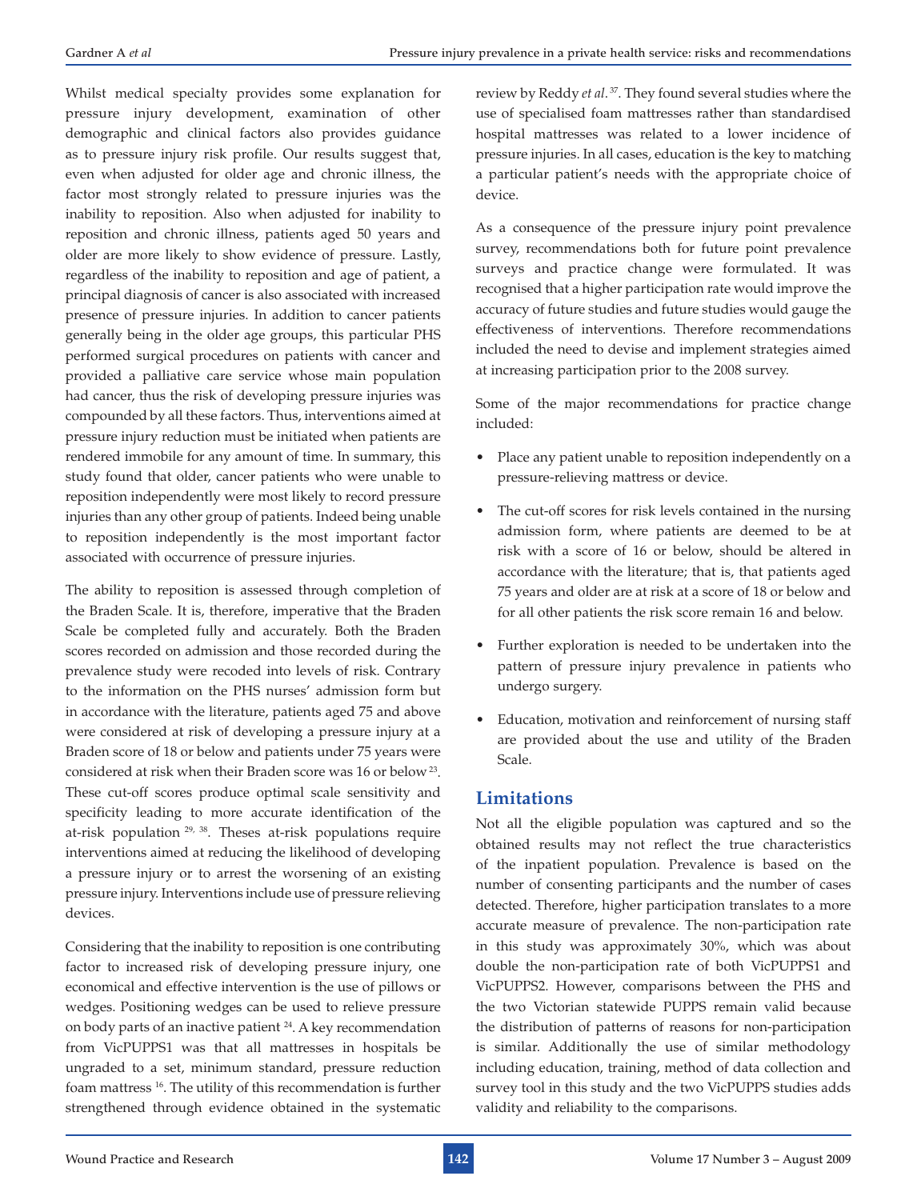Whilst medical specialty provides some explanation for pressure injury development, examination of other demographic and clinical factors also provides guidance as to pressure injury risk profile. Our results suggest that, even when adjusted for older age and chronic illness, the factor most strongly related to pressure injuries was the inability to reposition. Also when adjusted for inability to reposition and chronic illness, patients aged 50 years and older are more likely to show evidence of pressure. Lastly, regardless of the inability to reposition and age of patient, a principal diagnosis of cancer is also associated with increased presence of pressure injuries. In addition to cancer patients generally being in the older age groups, this particular PHS performed surgical procedures on patients with cancer and provided a palliative care service whose main population had cancer, thus the risk of developing pressure injuries was compounded by all these factors. Thus, interventions aimed at pressure injury reduction must be initiated when patients are rendered immobile for any amount of time. In summary, this study found that older, cancer patients who were unable to reposition independently were most likely to record pressure injuries than any other group of patients. Indeed being unable to reposition independently is the most important factor associated with occurrence of pressure injuries.

The ability to reposition is assessed through completion of the Braden Scale. It is, therefore, imperative that the Braden Scale be completed fully and accurately. Both the Braden scores recorded on admission and those recorded during the prevalence study were recoded into levels of risk. Contrary to the information on the PHS nurses' admission form but in accordance with the literature, patients aged 75 and above were considered at risk of developing a pressure injury at a Braden score of 18 or below and patients under 75 years were considered at risk when their Braden score was 16 or below [23]. These cut-off scores produce optimal scale sensitivity and specificity leading to more accurate identification of the at-risk population [29, 38]. Theses at-risk populations require interventions aimed at reducing the likelihood of developing a pressure injury or to arrest the worsening of an existing pressure injury. Interventions include use of pressure relieving devices.

Considering that the inability to reposition is one contributing factor to increased risk of developing pressure injury, one economical and effective intervention is the use of pillows or wedges. Positioning wedges can be used to relieve pressure on body parts of an inactive patient [24]. A key recommendation from VicPUPPS1 was that all mattresses in hospitals be ungraded to a set, minimum standard, pressure reduction foam mattress [16]. The utility of this recommendation is further strengthened through evidence obtained in the systematic review by Reddy *et al.* [37]. They found several studies where the use of specialised foam mattresses rather than standardised hospital mattresses was related to a lower incidence of pressure injuries. In all cases, education is the key to matching a particular patient's needs with the appropriate choice of device.

As a consequence of the pressure injury point prevalence survey, recommendations both for future point prevalence surveys and practice change were formulated. It was recognised that a higher participation rate would improve the accuracy of future studies and future studies would gauge the effectiveness of interventions. Therefore recommendations included the need to devise and implement strategies aimed at increasing participation prior to the 2008 survey.

Some of the major recommendations for practice change included:

- Place any patient unable to reposition independently on a pressure-relieving mattress or device.
- The cut-off scores for risk levels contained in the nursing admission form, where patients are deemed to be at risk with a score of 16 or below, should be altered in accordance with the literature; that is, that patients aged 75 years and older are at risk at a score of 18 or below and for all other patients the risk score remain 16 and below.
- Further exploration is needed to be undertaken into the pattern of pressure injury prevalence in patients who undergo surgery.
- Education, motivation and reinforcement of nursing staff are provided about the use and utility of the Braden Scale.

## Limitations

Not all the eligible population was captured and so the obtained results may not reflect the true characteristics of the inpatient population. Prevalence is based on the number of consenting participants and the number of cases detected. Therefore, higher participation translates to a more accurate measure of prevalence. The non-participation rate in this study was approximately 30%, which was about double the non-participation rate of both VicPUPPS1 and VicPUPPS2. However, comparisons between the PHS and the two Victorian statewide PUPPS remain valid because the distribution of patterns of reasons for non-participation is similar. Additionally the use of similar methodology including education, training, method of data collection and survey tool in this study and the two VicPUPPS studies adds validity and reliability to the comparisons.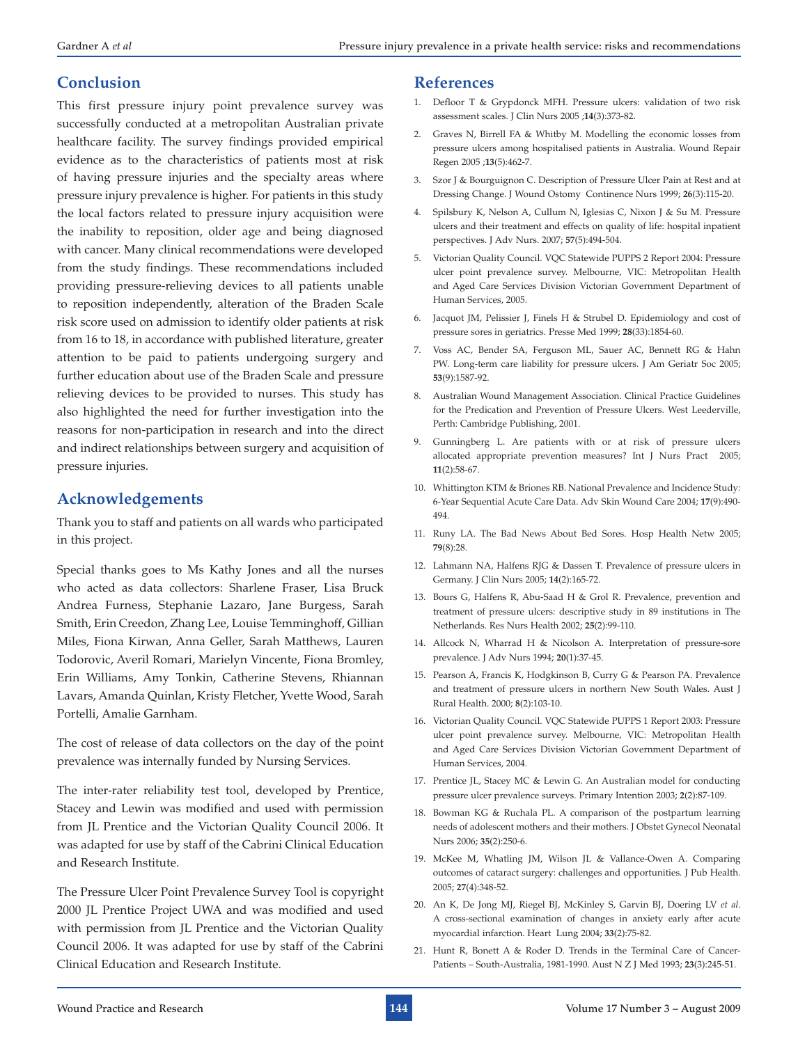## Conclusion

This first pressure injury point prevalence survey was successfully conducted at a metropolitan Australian private healthcare facility. The survey findings provided empirical evidence as to the characteristics of patients most at risk of having pressure injuries and the specialty areas where pressure injury prevalence is higher. For patients in this study the local factors related to pressure injury acquisition were the inability to reposition, older age and being diagnosed with cancer. Many clinical recommendations were developed from the study findings. These recommendations included providing pressure-relieving devices to all patients unable to reposition independently, alteration of the Braden Scale risk score used on admission to identify older patients at risk from 16 to 18, in accordance with published literature, greater attention to be paid to patients undergoing surgery and further education about use of the Braden Scale and pressure relieving devices to be provided to nurses. This study has also highlighted the need for further investigation into the reasons for non-participation in research and into the direct and indirect relationships between surgery and acquisition of pressure injuries.

## Acknowledgements

Thank you to staff and patients on all wards who participated in this project.

Special thanks goes to Ms Kathy Jones and all the nurses who acted as data collectors: Sharlene Fraser, Lisa Bruck Andrea Furness, Stephanie Lazaro, Jane Burgess, Sarah Smith, Erin Creedon, Zhang Lee, Louise Temminghoff, Gillian Miles, Fiona Kirwan, Anna Geller, Sarah Matthews, Lauren Todorovic, Averil Romari, Marielyn Vincente, Fiona Bromley, Erin Williams, Amy Tonkin, Catherine Stevens, Rhiannan Lavars, Amanda Quinlan, Kristy Fletcher, Yvette Wood, Sarah Portelli, Amalie Garnham.

The cost of release of data collectors on the day of the point prevalence was internally funded by Nursing Services.

The inter-rater reliability test tool, developed by Prentice, Stacey and Lewin was modified and used with permission from JL Prentice and the Victorian Quality Council 2006. It was adapted for use by staff of the Cabrini Clinical Education and Research Institute.

The Pressure Ulcer Point Prevalence Survey Tool is copyright 2000 JL Prentice Project UWA and was modified and used with permission from JL Prentice and the Victorian Quality Council 2006. It was adapted for use by staff of the Cabrini Clinical Education and Research Institute.

## References

1. Defloor T & Grypdonck MFH. Pressure ulcers: validation of two risk assessment scales. J Clin Nurs 2005 ;**14**(3):373-82.
2. Graves N, Birrell FA & Whitby M. Modelling the economic losses from pressure ulcers among hospitalised patients in Australia. Wound Repair Regen 2005 ;**13**(5):462-7.
3. Szor J & Bourguignon C. Description of Pressure Ulcer Pain at Rest and at Dressing Change. J Wound Ostomy Continence Nurs 1999; **26**(3):115-20.
4. Spilsbury K, Nelson A, Cullum N, Iglesias C, Nixon J & Su M. Pressure ulcers and their treatment and effects on quality of life: hospital inpatient perspectives. J Adv Nurs. 2007; **57**(5):494-504.
5. Victorian Quality Council. VQC Statewide PUPPS 2 Report 2004: Pressure ulcer point prevalence survey. Melbourne, VIC: Metropolitan Health and Aged Care Services Division Victorian Government Department of Human Services, 2005.
6. Jacquot JM, Pelissier J, Finels H & Strubel D. Epidemiology and cost of pressure sores in geriatrics. Presse Med 1999; **28**(33):1854-60.
7. Voss AC, Bender SA, Ferguson ML, Sauer AC, Bennett RG & Hahn PW. Long-term care liability for pressure ulcers. J Am Geriatr Soc 2005; **53**(9):1587-92.
8. Australian Wound Management Association. Clinical Practice Guidelines for the Predication and Prevention of Pressure Ulcers. West Leederville, Perth: Cambridge Publishing, 2001.
9. Gunningberg L. Are patients with or at risk of pressure ulcers allocated appropriate prevention measures? Int J Nurs Pract 2005; **11**(2):58-67.
10. Whittington KTM & Briones RB. National Prevalence and Incidence Study: 6-Year Sequential Acute Care Data. Adv Skin Wound Care 2004; **17**(9):490-494.
11. Runy LA. The Bad News About Bed Sores. Hosp Health Netw 2005; **79**(8):28.
12. Lahmann NA, Halfens RJG & Dassen T. Prevalence of pressure ulcers in Germany. J Clin Nurs 2005; **14**(2):165-72.
13. Bours G, Halfens R, Abu-Saad H & Grol R. Prevalence, prevention and treatment of pressure ulcers: descriptive study in 89 institutions in The Netherlands. Res Nurs Health 2002; **25**(2):99-110.
14. Allcock N, Wharrad H & Nicolson A. Interpretation of pressure-sore prevalence. J Adv Nurs 1994; **20**(1):37-45.
15. Pearson A, Francis K, Hodgkinson B, Curry G & Pearson PA. Prevalence and treatment of pressure ulcers in northern New South Wales. Aust J Rural Health. 2000; **8**(2):103-10.
16. Victorian Quality Council. VQC Statewide PUPPS 1 Report 2003: Pressure ulcer point prevalence survey. Melbourne, VIC: Metropolitan Health and Aged Care Services Division Victorian Government Department of Human Services, 2004.
17. Prentice JL, Stacey MC & Lewin G. An Australian model for conducting pressure ulcer prevalence surveys. Primary Intention 2003; **2**(2):87-109.
18. Bowman KG & Ruchala PL. A comparison of the postpartum learning needs of adolescent mothers and their mothers. J Obstet Gynecol Neonatal Nurs 2006; **35**(2):250-6.
19. McKee M, Whatling JM, Wilson JL & Vallance-Owen A. Comparing outcomes of cataract surgery: challenges and opportunities. J Pub Health. 2005; **27**(4):348-52.
20. An K, De Jong MJ, Riegel BJ, McKinley S, Garvin BJ, Doering LV *et al*. A cross-sectional examination of changes in anxiety early after acute myocardial infarction. Heart Lung 2004; **33**(2):75-82.
21. Hunt R, Bonett A & Roder D. Trends in the Terminal Care of Cancer-Patients – South-Australia, 1981-1990. Aust N Z J Med 1993; **23**(3):245-51.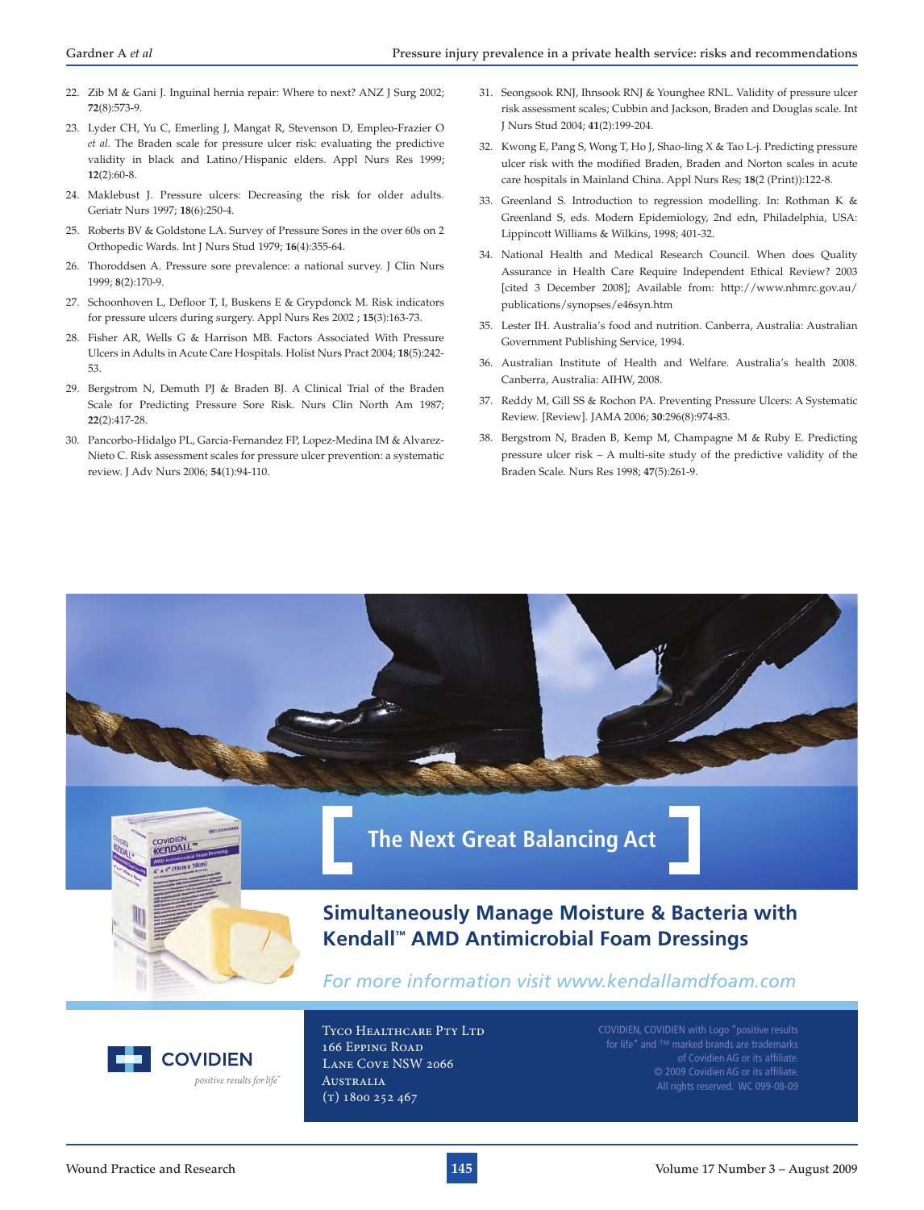22. Zib M & Gani J. Inguinal hernia repair: Where to next? ANZ J Surg 2002; **72**(8):573-9.
23. Lyder CH, Yu C, Emerling J, Mangat R, Stevenson D, Empleo-Frazier O *et al.* The Braden scale for pressure ulcer risk: evaluating the predictive validity in black and Latino/Hispanic elders. Appl Nurs Res 1999; **12**(2):60-8.
24. Maklebust J. Pressure ulcers: Decreasing the risk for older adults. Geriatr Nurs 1997; **18**(6):250-4.
25. Roberts BV & Goldstone LA. Survey of Pressure Sores in the over 60s on 2 Orthopedic Wards. Int J Nurs Stud 1979; **16**(4):355-64.
26. Thoroddsen A. Pressure sore prevalence: a national survey. J Clin Nurs 1999; **8**(2):170-9.
27. Schoonhoven L, Defloor T, I, Buskens E & Grypdonck M. Risk indicators for pressure ulcers during surgery. Appl Nurs Res 2002 ; **15**(3):163-73.
28. Fisher AR, Wells G & Harrison MB. Factors Associated With Pressure Ulcers in Adults in Acute Care Hospitals. Holist Nurs Pract 2004; **18**(5):242-53.
29. Bergstrom N, Demuth PJ & Braden BJ. A Clinical Trial of the Braden Scale for Predicting Pressure Sore Risk. Nurs Clin North Am 1987; **22**(2):417-28.
30. Pancorbo-Hidalgo PL, Garcia-Fernandez FP, Lopez-Medina IM & Alvarez-Nieto C. Risk assessment scales for pressure ulcer prevention: a systematic review. J Adv Nurs 2006; **54**(1):94-110.
31. Seongsook RNJ, Ihnsook RNJ & Younghee RNL. Validity of pressure ulcer risk assessment scales; Cubbin and Jackson, Braden and Douglas scale. Int J Nurs Stud 2004; **41**(2):199-204.
32. Kwong E, Pang S, Wong T, Ho J, Shao-ling X & Tao L-j. Predicting pressure ulcer risk with the modified Braden, Braden and Norton scales in acute care hospitals in Mainland China. Appl Nurs Res; **18**(2 (Print)):122-8.
33. Greenland S. Introduction to regression modelling. In: Rothman K & Greenland S, eds. Modern Epidemiology, 2nd edn, Philadelphia, USA: Lippincott Williams & Wilkins, 1998; 401-32.
34. National Health and Medical Research Council. When does Quality Assurance in Health Care Require Independent Ethical Review? 2003 [cited 3 December 2008]; Available from: http://www.nhmrc.gov.au/publications/synopses/e46syn.htm
35. Lester IH. Australia's food and nutrition. Canberra, Australia: Australian Government Publishing Service, 1994.
36. Australian Institute of Health and Welfare. Australia's health 2008. Canberra, Australia: AIHW, 2008.
37. Reddy M, Gill SS & Rochon PA. Preventing Pressure Ulcers: A Systematic Review. [Review]. JAMA 2006; **30**:296(8):974-83.
38. Bergstrom N, Braden B, Kemp M, Champagne M & Ruby E. Predicting pressure ulcer risk – A multi-site study of the predictive validity of the Braden Scale. Nurs Res 1998; **47**(5):261-9.

The Next Great Balancing Act

**Simultaneously Manage Moisture & Bacteria with Kendall™ AMD Antimicrobial Foam Dressings**

*For more information visit www.kendallamdfoam.com*

COVIDIEN
*positive results for life™*

Tyco Healthcare Pty Ltd
166 Epping Road
Lane Cove NSW 2066
Australia
(T) 1800 252 467

COVIDIEN, COVIDIEN with Logo "positive results for life" and ™ marked brands are trademarks of Covidien AG or its affiliate.
© 2009 Covidien AG or its affiliate.
All rights reserved. WC 099-08-09